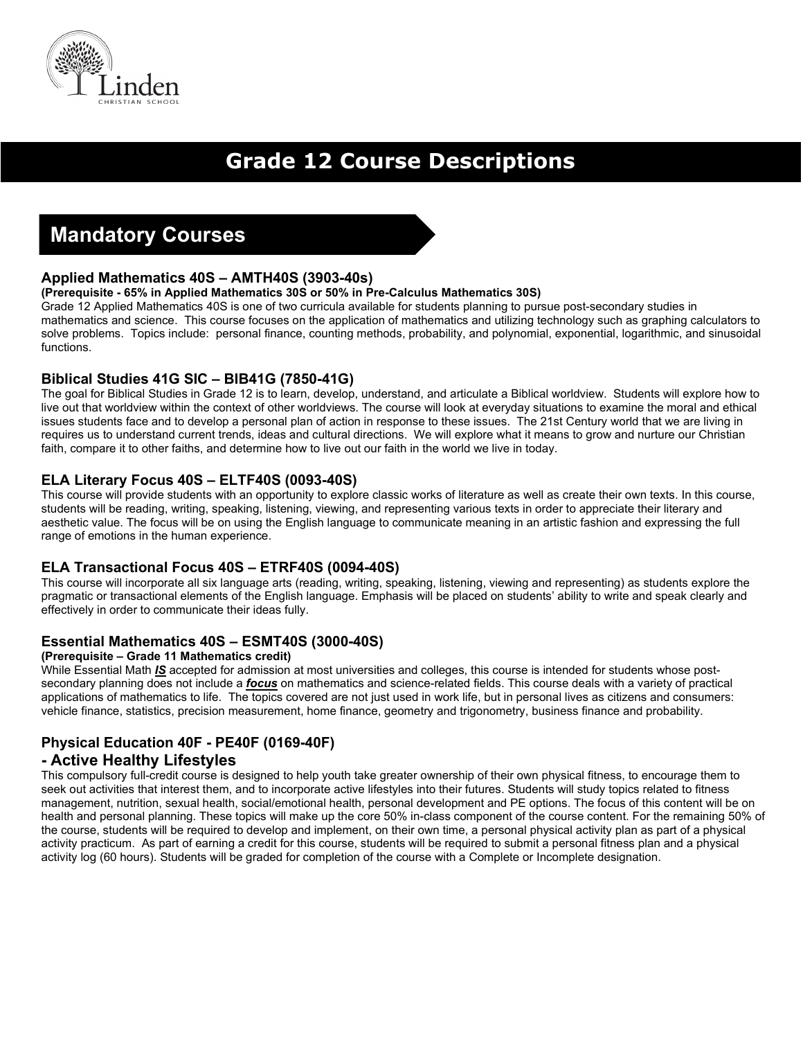Linden
CHRISTIAN SCHOOL

# Grade 12 Course Descriptions

## Mandatory Courses

### Applied Mathematics 40S – AMTH40S (3903-40s)

**(Prerequisite - 65% in Applied Mathematics 30S or 50% in Pre-Calculus Mathematics 30S)**

Grade 12 Applied Mathematics 40S is one of two curricula available for students planning to pursue post-secondary studies in mathematics and science. This course focuses on the application of mathematics and utilizing technology such as graphing calculators to solve problems. Topics include: personal finance, counting methods, probability, and polynomial, exponential, logarithmic, and sinusoidal functions.

### Biblical Studies 41G SIC – BIB41G (7850-41G)

The goal for Biblical Studies in Grade 12 is to learn, develop, understand, and articulate a Biblical worldview. Students will explore how to live out that worldview within the context of other worldviews. The course will look at everyday situations to examine the moral and ethical issues students face and to develop a personal plan of action in response to these issues. The 21st Century world that we are living in requires us to understand current trends, ideas and cultural directions. We will explore what it means to grow and nurture our Christian faith, compare it to other faiths, and determine how to live out our faith in the world we live in today.

### ELA Literary Focus 40S – ELTF40S (0093-40S)

This course will provide students with an opportunity to explore classic works of literature as well as create their own texts. In this course, students will be reading, writing, speaking, listening, viewing, and representing various texts in order to appreciate their literary and aesthetic value. The focus will be on using the English language to communicate meaning in an artistic fashion and expressing the full range of emotions in the human experience.

### ELA Transactional Focus 40S – ETRF40S (0094-40S)

This course will incorporate all six language arts (reading, writing, speaking, listening, viewing and representing) as students explore the pragmatic or transactional elements of the English language. Emphasis will be placed on students' ability to write and speak clearly and effectively in order to communicate their ideas fully.

### Essential Mathematics 40S – ESMT40S (3000-40S)

**(Prerequisite – Grade 11 Mathematics credit)**

While Essential Math ***IS*** accepted for admission at most universities and colleges, this course is intended for students whose post-secondary planning does not include a ***focus*** on mathematics and science-related fields. This course deals with a variety of practical applications of mathematics to life. The topics covered are not just used in work life, but in personal lives as citizens and consumers: vehicle finance, statistics, precision measurement, home finance, geometry and trigonometry, business finance and probability.

### Physical Education 40F - PE40F (0169-40F) - Active Healthy Lifestyles

This compulsory full-credit course is designed to help youth take greater ownership of their own physical fitness, to encourage them to seek out activities that interest them, and to incorporate active lifestyles into their futures. Students will study topics related to fitness management, nutrition, sexual health, social/emotional health, personal development and PE options. The focus of this content will be on health and personal planning. These topics will make up the core 50% in-class component of the course content. For the remaining 50% of the course, students will be required to develop and implement, on their own time, a personal physical activity plan as part of a physical activity practicum. As part of earning a credit for this course, students will be required to submit a personal fitness plan and a physical activity log (60 hours). Students will be graded for completion of the course with a Complete or Incomplete designation.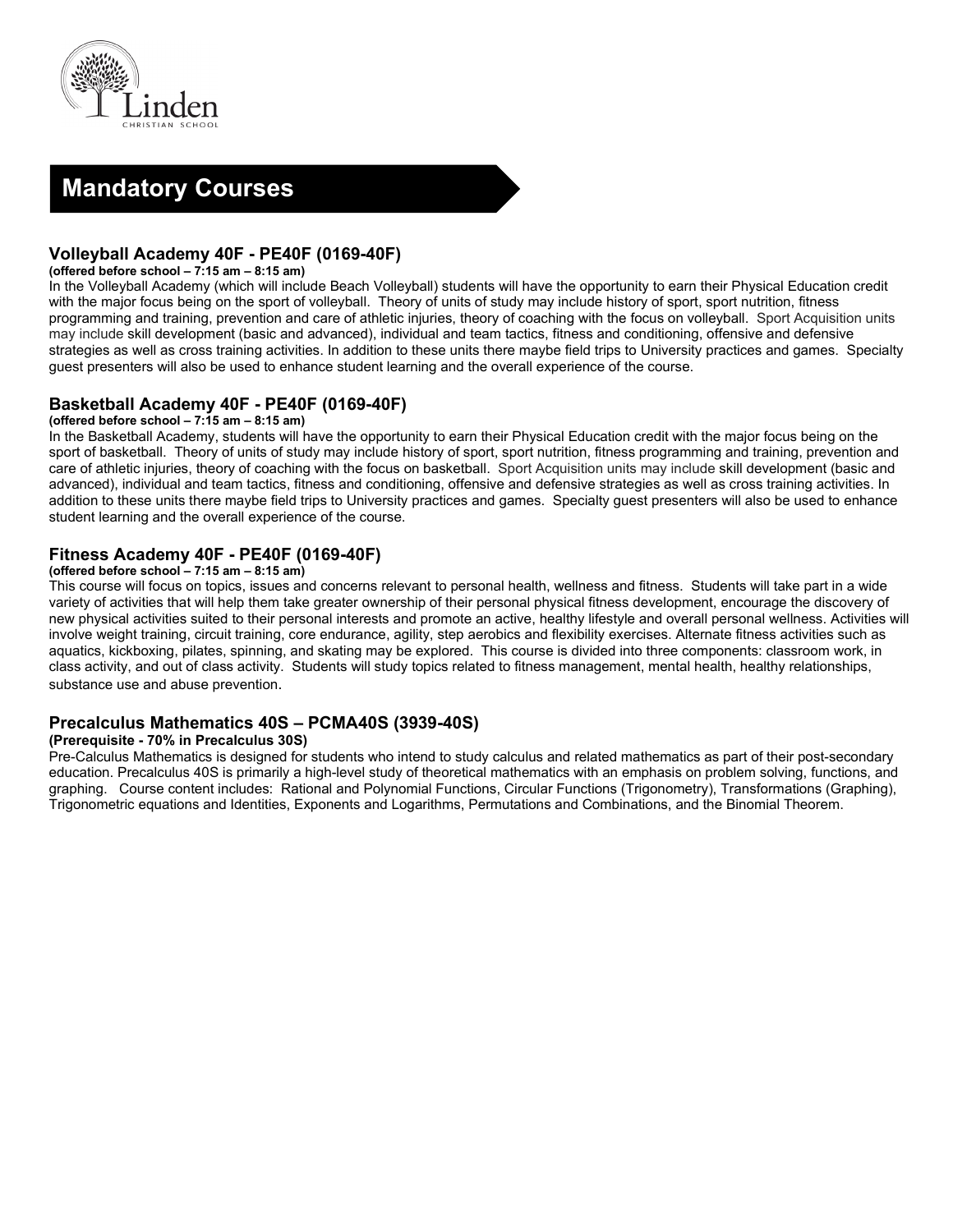## Mandatory Courses

### Volleyball Academy 40F - PE40F (0169-40F)

**(offered before school – 7:15 am – 8:15 am)**

In the Volleyball Academy (which will include Beach Volleyball) students will have the opportunity to earn their Physical Education credit with the major focus being on the sport of volleyball. Theory of units of study may include history of sport, sport nutrition, fitness programming and training, prevention and care of athletic injuries, theory of coaching with the focus on volleyball. Sport Acquisition units may include skill development (basic and advanced), individual and team tactics, fitness and conditioning, offensive and defensive strategies as well as cross training activities. In addition to these units there maybe field trips to University practices and games. Specialty guest presenters will also be used to enhance student learning and the overall experience of the course.

### Basketball Academy 40F - PE40F (0169-40F)

**(offered before school – 7:15 am – 8:15 am)**

In the Basketball Academy, students will have the opportunity to earn their Physical Education credit with the major focus being on the sport of basketball. Theory of units of study may include history of sport, sport nutrition, fitness programming and training, prevention and care of athletic injuries, theory of coaching with the focus on basketball. Sport Acquisition units may include skill development (basic and advanced), individual and team tactics, fitness and conditioning, offensive and defensive strategies as well as cross training activities. In addition to these units there maybe field trips to University practices and games. Specialty guest presenters will also be used to enhance student learning and the overall experience of the course.

### Fitness Academy 40F - PE40F (0169-40F)

**(offered before school – 7:15 am – 8:15 am)**

This course will focus on topics, issues and concerns relevant to personal health, wellness and fitness. Students will take part in a wide variety of activities that will help them take greater ownership of their personal physical fitness development, encourage the discovery of new physical activities suited to their personal interests and promote an active, healthy lifestyle and overall personal wellness. Activities will involve weight training, circuit training, core endurance, agility, step aerobics and flexibility exercises. Alternate fitness activities such as aquatics, kickboxing, pilates, spinning, and skating may be explored. This course is divided into three components: classroom work, in class activity, and out of class activity. Students will study topics related to fitness management, mental health, healthy relationships, substance use and abuse prevention.

### Precalculus Mathematics 40S – PCMA40S (3939-40S)

**(Prerequisite - 70% in Precalculus 30S)**

Pre-Calculus Mathematics is designed for students who intend to study calculus and related mathematics as part of their post-secondary education. Precalculus 40S is primarily a high-level study of theoretical mathematics with an emphasis on problem solving, functions, and graphing. Course content includes: Rational and Polynomial Functions, Circular Functions (Trigonometry), Transformations (Graphing), Trigonometric equations and Identities, Exponents and Logarithms, Permutations and Combinations, and the Binomial Theorem.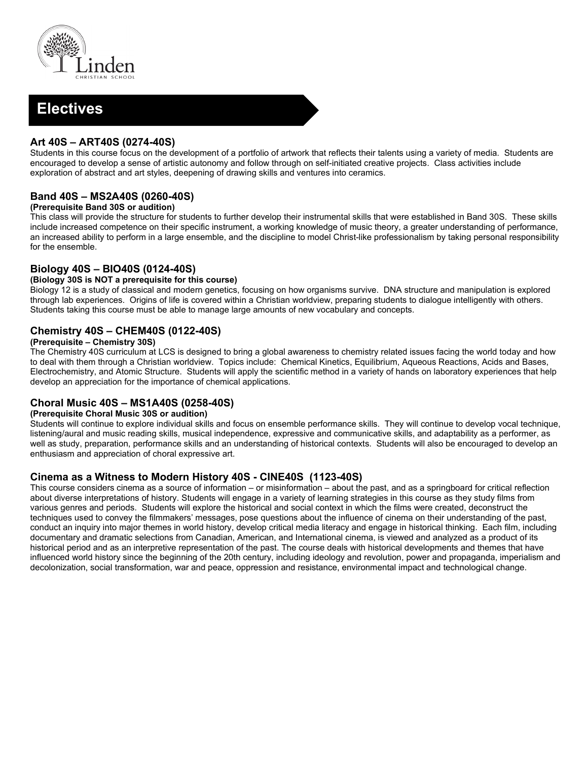# Electives

## Art 40S – ART40S (0274-40S)

Students in this course focus on the development of a portfolio of artwork that reflects their talents using a variety of media. Students are encouraged to develop a sense of artistic autonomy and follow through on self-initiated creative projects. Class activities include exploration of abstract and art styles, deepening of drawing skills and ventures into ceramics.

## Band 40S – MS2A40S (0260-40S)

**(Prerequisite Band 30S or audition)**

This class will provide the structure for students to further develop their instrumental skills that were established in Band 30S. These skills include increased competence on their specific instrument, a working knowledge of music theory, a greater understanding of performance, an increased ability to perform in a large ensemble, and the discipline to model Christ-like professionalism by taking personal responsibility for the ensemble.

## Biology 40S – BIO40S (0124-40S)

**(Biology 30S is NOT a prerequisite for this course)**

Biology 12 is a study of classical and modern genetics, focusing on how organisms survive. DNA structure and manipulation is explored through lab experiences. Origins of life is covered within a Christian worldview, preparing students to dialogue intelligently with others. Students taking this course must be able to manage large amounts of new vocabulary and concepts.

## Chemistry 40S – CHEM40S (0122-40S)

**(Prerequisite – Chemistry 30S)**

The Chemistry 40S curriculum at LCS is designed to bring a global awareness to chemistry related issues facing the world today and how to deal with them through a Christian worldview. Topics include: Chemical Kinetics, Equilibrium, Aqueous Reactions, Acids and Bases, Electrochemistry, and Atomic Structure. Students will apply the scientific method in a variety of hands on laboratory experiences that help develop an appreciation for the importance of chemical applications.

## Choral Music 40S – MS1A40S (0258-40S)

**(Prerequisite Choral Music 30S or audition)**

Students will continue to explore individual skills and focus on ensemble performance skills. They will continue to develop vocal technique, listening/aural and music reading skills, musical independence, expressive and communicative skills, and adaptability as a performer, as well as study, preparation, performance skills and an understanding of historical contexts. Students will also be encouraged to develop an enthusiasm and appreciation of choral expressive art.

## Cinema as a Witness to Modern History 40S - CINE40S (1123-40S)

This course considers cinema as a source of information – or misinformation – about the past, and as a springboard for critical reflection about diverse interpretations of history. Students will engage in a variety of learning strategies in this course as they study films from various genres and periods. Students will explore the historical and social context in which the films were created, deconstruct the techniques used to convey the filmmakers' messages, pose questions about the influence of cinema on their understanding of the past, conduct an inquiry into major themes in world history, develop critical media literacy and engage in historical thinking. Each film, including documentary and dramatic selections from Canadian, American, and International cinema, is viewed and analyzed as a product of its historical period and as an interpretive representation of the past. The course deals with historical developments and themes that have influenced world history since the beginning of the 20th century, including ideology and revolution, power and propaganda, imperialism and decolonization, social transformation, war and peace, oppression and resistance, environmental impact and technological change.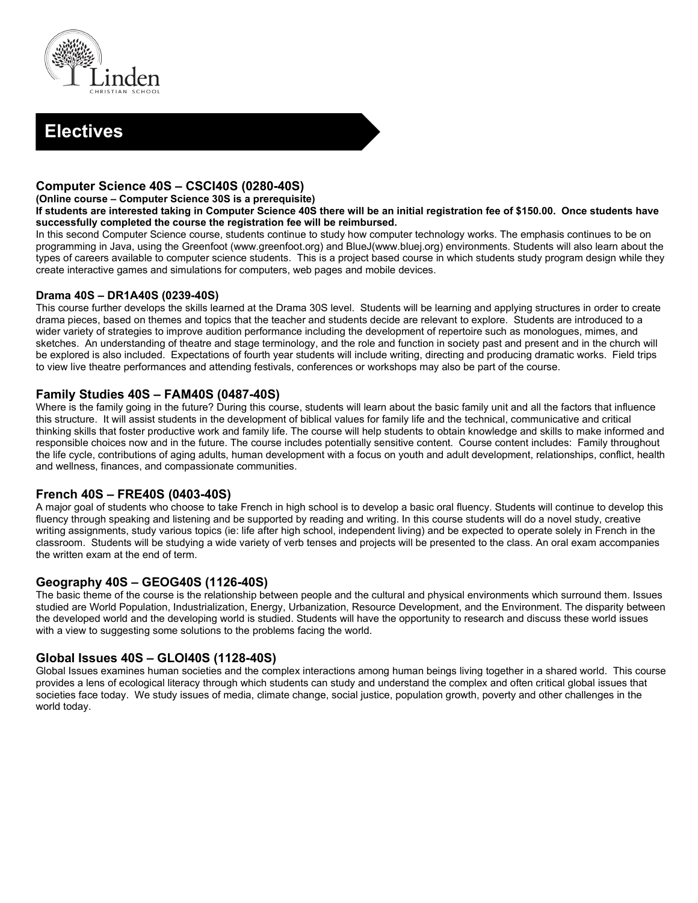# Electives

## Computer Science 40S – CSCI40S (0280-40S)

**(Online course – Computer Science 30S is a prerequisite)**

**If students are interested taking in Computer Science 40S there will be an initial registration fee of $150.00. Once students have successfully completed the course the registration fee will be reimbursed.**

In this second Computer Science course, students continue to study how computer technology works. The emphasis continues to be on programming in Java, using the Greenfoot (www.greenfoot.org) and BlueJ(www.bluej.org) environments. Students will also learn about the types of careers available to computer science students. This is a project based course in which students study program design while they create interactive games and simulations for computers, web pages and mobile devices.

### Drama 40S – DR1A40S (0239-40S)

This course further develops the skills learned at the Drama 30S level. Students will be learning and applying structures in order to create drama pieces, based on themes and topics that the teacher and students decide are relevant to explore. Students are introduced to a wider variety of strategies to improve audition performance including the development of repertoire such as monologues, mimes, and sketches. An understanding of theatre and stage terminology, and the role and function in society past and present and in the church will be explored is also included. Expectations of fourth year students will include writing, directing and producing dramatic works. Field trips to view live theatre performances and attending festivals, conferences or workshops may also be part of the course.

## Family Studies 40S – FAM40S (0487-40S)

Where is the family going in the future? During this course, students will learn about the basic family unit and all the factors that influence this structure. It will assist students in the development of biblical values for family life and the technical, communicative and critical thinking skills that foster productive work and family life. The course will help students to obtain knowledge and skills to make informed and responsible choices now and in the future. The course includes potentially sensitive content. Course content includes: Family throughout the life cycle, contributions of aging adults, human development with a focus on youth and adult development, relationships, conflict, health and wellness, finances, and compassionate communities.

## French 40S – FRE40S (0403-40S)

A major goal of students who choose to take French in high school is to develop a basic oral fluency. Students will continue to develop this fluency through speaking and listening and be supported by reading and writing. In this course students will do a novel study, creative writing assignments, study various topics (ie: life after high school, independent living) and be expected to operate solely in French in the classroom. Students will be studying a wide variety of verb tenses and projects will be presented to the class. An oral exam accompanies the written exam at the end of term.

## Geography 40S – GEOG40S (1126-40S)

The basic theme of the course is the relationship between people and the cultural and physical environments which surround them. Issues studied are World Population, Industrialization, Energy, Urbanization, Resource Development, and the Environment. The disparity between the developed world and the developing world is studied. Students will have the opportunity to research and discuss these world issues with a view to suggesting some solutions to the problems facing the world.

## Global Issues 40S – GLOI40S (1128-40S)

Global Issues examines human societies and the complex interactions among human beings living together in a shared world. This course provides a lens of ecological literacy through which students can study and understand the complex and often critical global issues that societies face today. We study issues of media, climate change, social justice, population growth, poverty and other challenges in the world today.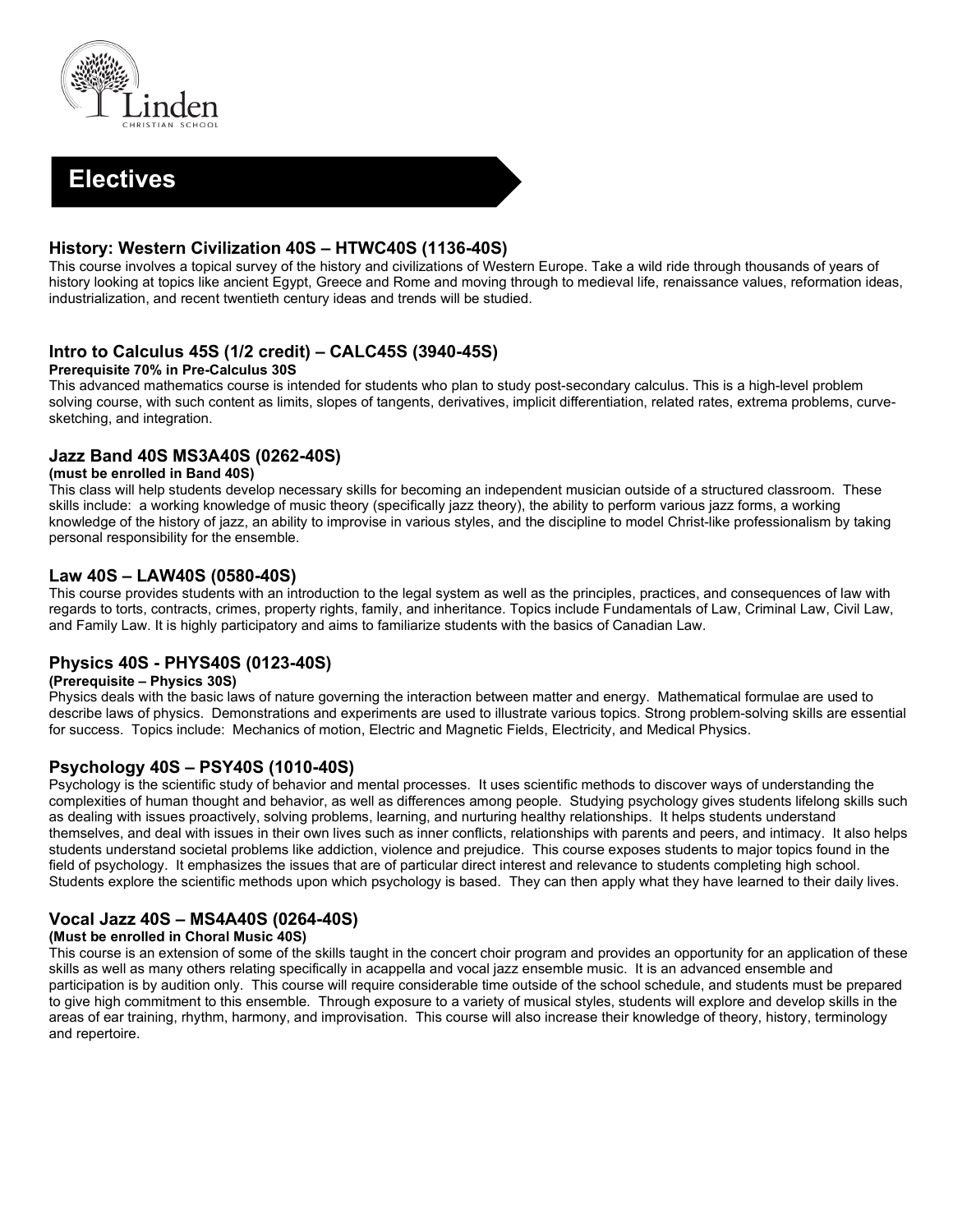# Electives

### History: Western Civilization 40S – HTWC40S (1136-40S)

This course involves a topical survey of the history and civilizations of Western Europe. Take a wild ride through thousands of years of history looking at topics like ancient Egypt, Greece and Rome and moving through to medieval life, renaissance values, reformation ideas, industrialization, and recent twentieth century ideas and trends will be studied.

### Intro to Calculus 45S (1/2 credit) – CALC45S (3940-45S)

**Prerequisite 70% in Pre-Calculus 30S**

This advanced mathematics course is intended for students who plan to study post-secondary calculus. This is a high-level problem solving course, with such content as limits, slopes of tangents, derivatives, implicit differentiation, related rates, extrema problems, curve-sketching, and integration.

### Jazz Band 40S MS3A40S (0262-40S)

**(must be enrolled in Band 40S)**

This class will help students develop necessary skills for becoming an independent musician outside of a structured classroom. These skills include: a working knowledge of music theory (specifically jazz theory), the ability to perform various jazz forms, a working knowledge of the history of jazz, an ability to improvise in various styles, and the discipline to model Christ-like professionalism by taking personal responsibility for the ensemble.

### Law 40S – LAW40S (0580-40S)

This course provides students with an introduction to the legal system as well as the principles, practices, and consequences of law with regards to torts, contracts, crimes, property rights, family, and inheritance. Topics include Fundamentals of Law, Criminal Law, Civil Law, and Family Law. It is highly participatory and aims to familiarize students with the basics of Canadian Law.

### Physics 40S - PHYS40S (0123-40S)

**(Prerequisite – Physics 30S)**

Physics deals with the basic laws of nature governing the interaction between matter and energy. Mathematical formulae are used to describe laws of physics. Demonstrations and experiments are used to illustrate various topics. Strong problem-solving skills are essential for success. Topics include: Mechanics of motion, Electric and Magnetic Fields, Electricity, and Medical Physics.

### Psychology 40S – PSY40S (1010-40S)

Psychology is the scientific study of behavior and mental processes. It uses scientific methods to discover ways of understanding the complexities of human thought and behavior, as well as differences among people. Studying psychology gives students lifelong skills such as dealing with issues proactively, solving problems, learning, and nurturing healthy relationships. It helps students understand themselves, and deal with issues in their own lives such as inner conflicts, relationships with parents and peers, and intimacy. It also helps students understand societal problems like addiction, violence and prejudice. This course exposes students to major topics found in the field of psychology. It emphasizes the issues that are of particular direct interest and relevance to students completing high school. Students explore the scientific methods upon which psychology is based. They can then apply what they have learned to their daily lives.

### Vocal Jazz 40S – MS4A40S (0264-40S)

**(Must be enrolled in Choral Music 40S)**

This course is an extension of some of the skills taught in the concert choir program and provides an opportunity for an application of these skills as well as many others relating specifically in acappella and vocal jazz ensemble music. It is an advanced ensemble and participation is by audition only. This course will require considerable time outside of the school schedule, and students must be prepared to give high commitment to this ensemble. Through exposure to a variety of musical styles, students will explore and develop skills in the areas of ear training, rhythm, harmony, and improvisation. This course will also increase their knowledge of theory, history, terminology and repertoire.